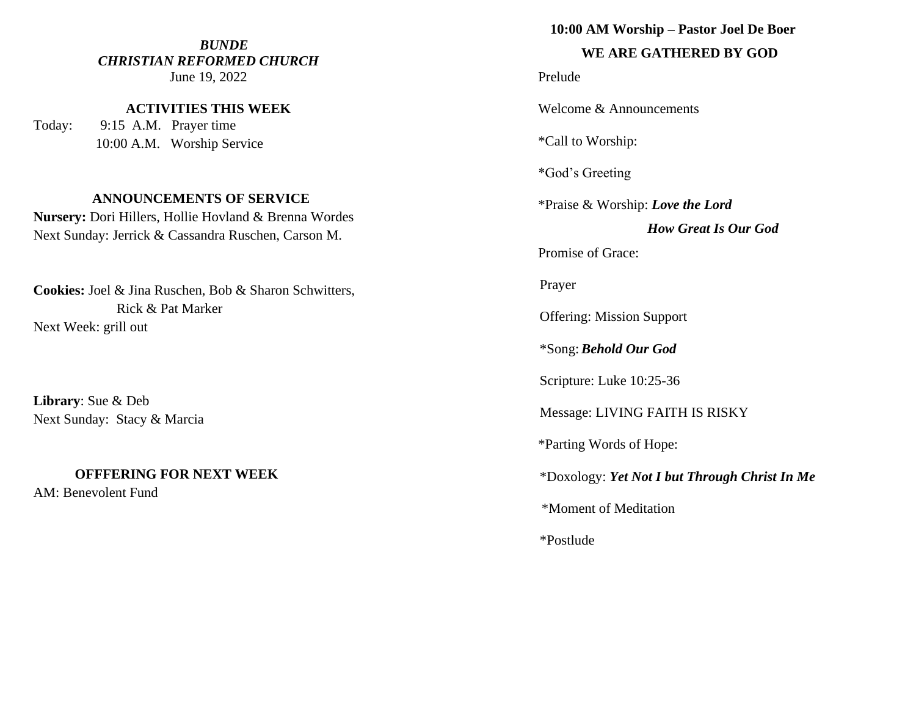***BUNDE***
***CHRISTIAN REFORMED CHURCH***
June 19, 2022

**ACTIVITIES THIS WEEK**

Today: 9:15 A.M. Prayer time
10:00 A.M. Worship Service

**ANNOUNCEMENTS OF SERVICE**

**Nursery:** Dori Hillers, Hollie Hovland & Brenna Wordes
Next Sunday: Jerrick & Cassandra Ruschen, Carson M.

**Cookies:** Joel & Jina Ruschen, Bob & Sharon Schwitters, Rick & Pat Marker
Next Week: grill out

**Library**: Sue & Deb
Next Sunday: Stacy & Marcia

**OFFFERING FOR NEXT WEEK**

AM: Benevolent Fund

**10:00 AM Worship – Pastor Joel De Boer**

**WE ARE GATHERED BY GOD**

Prelude

Welcome & Announcements

*Call to Worship:

*God's Greeting

*Praise & Worship: ***Love the Lord***
***How Great Is Our God***

Promise of Grace:

Prayer

Offering: Mission Support

*Song: ***Behold Our God***

Scripture: Luke 10:25-36

Message: LIVING FAITH IS RISKY

*Parting Words of Hope:

*Doxology: ***Yet Not I but Through Christ In Me***

*Moment of Meditation

*Postlude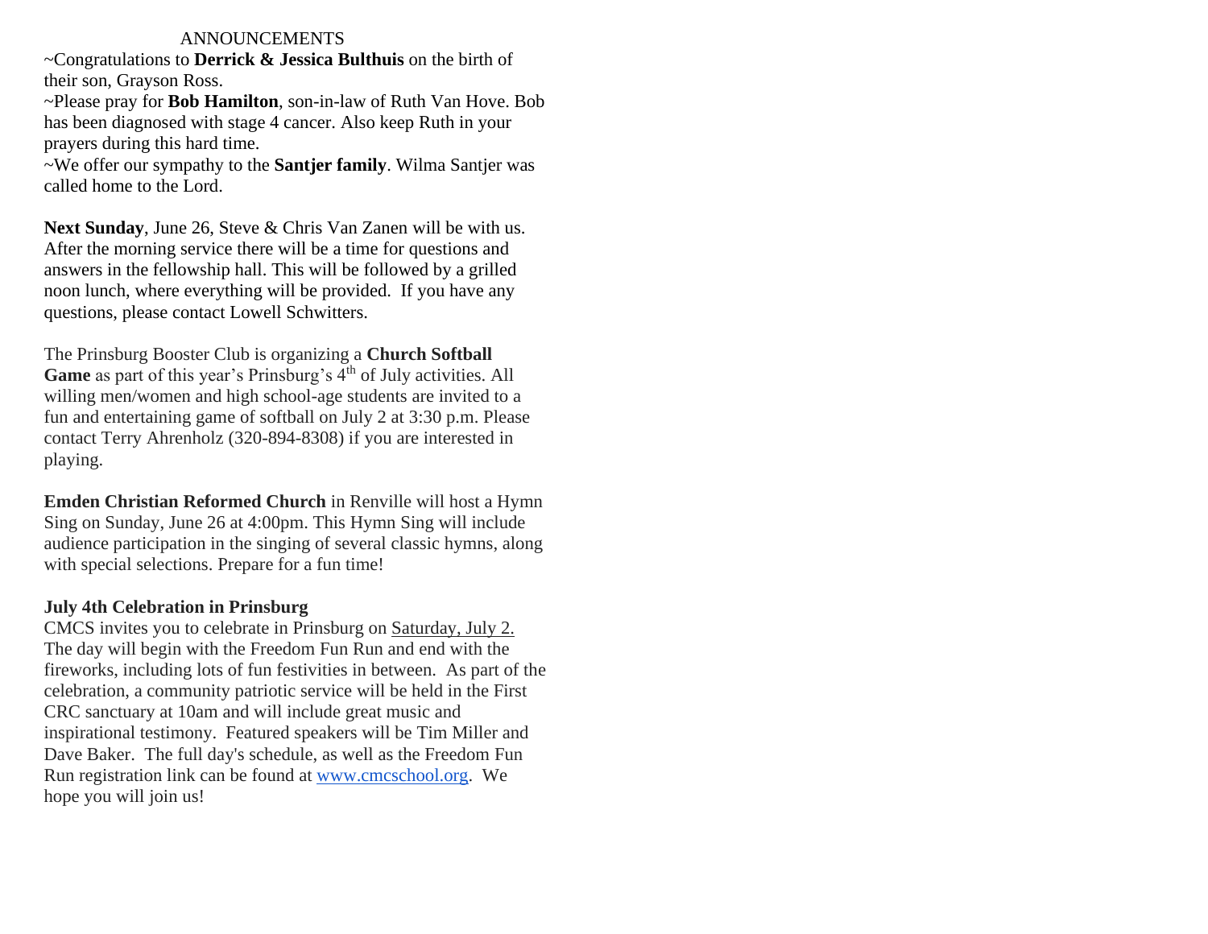# ANNOUNCEMENTS

~Congratulations to **Derrick & Jessica Bulthuis** on the birth of their son, Grayson Ross.
~Please pray for **Bob Hamilton**, son-in-law of Ruth Van Hove. Bob has been diagnosed with stage 4 cancer. Also keep Ruth in your prayers during this hard time.
~We offer our sympathy to the **Santjer family**. Wilma Santjer was called home to the Lord.

**Next Sunday**, June 26, Steve & Chris Van Zanen will be with us. After the morning service there will be a time for questions and answers in the fellowship hall. This will be followed by a grilled noon lunch, where everything will be provided. If you have any questions, please contact Lowell Schwitters.

The Prinsburg Booster Club is organizing a **Church Softball Game** as part of this year's Prinsburg's 4th of July activities. All willing men/women and high school-age students are invited to a fun and entertaining game of softball on July 2 at 3:30 p.m. Please contact Terry Ahrenholz (320-894-8308) if you are interested in playing.

**Emden Christian Reformed Church** in Renville will host a Hymn Sing on Sunday, June 26 at 4:00pm. This Hymn Sing will include audience participation in the singing of several classic hymns, along with special selections. Prepare for a fun time!

**July 4th Celebration in Prinsburg**
CMCS invites you to celebrate in Prinsburg on Saturday, July 2. The day will begin with the Freedom Fun Run and end with the fireworks, including lots of fun festivities in between. As part of the celebration, a community patriotic service will be held in the First CRC sanctuary at 10am and will include great music and inspirational testimony. Featured speakers will be Tim Miller and Dave Baker. The full day's schedule, as well as the Freedom Fun Run registration link can be found at www.cmcschool.org. We hope you will join us!